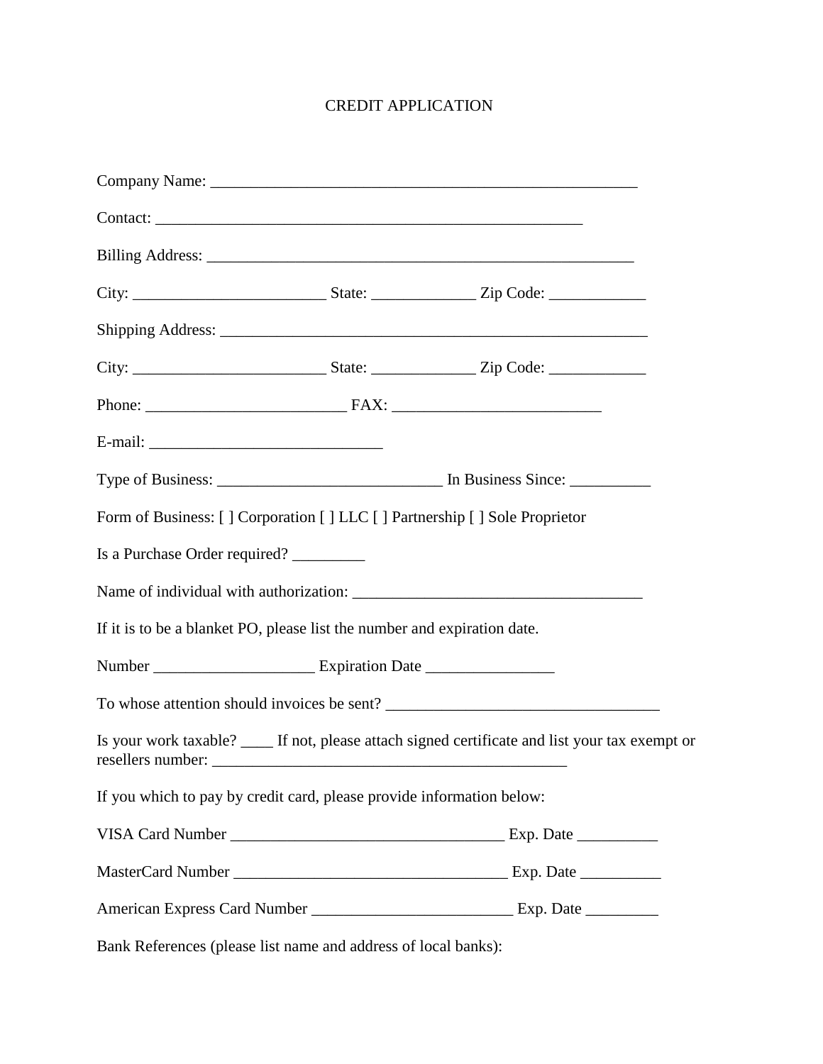# CREDIT APPLICATION

Company Name: ______________________________________________________

Contact: ______________________________________________________

Billing Address: ______________________________________________________

City: ________________________ State: _____________ Zip Code: ____________

Shipping Address: ______________________________________________________

City: ________________________ State: _____________ Zip Code: ____________

Phone: ________________________ FAX: _________________________

E-mail: _____________________________

Type of Business: ____________________________ In Business Since: __________

Form of Business: [ ] Corporation [ ] LLC [ ] Partnership [ ] Sole Proprietor

Is a Purchase Order required? _________

Name of individual with authorization: _____________________________________

If it is to be a blanket PO, please list the number and expiration date.

Number ____________________ Expiration Date ________________

To whose attention should invoices be sent? __________________________________

Is your work taxable? ____ If not, please attach signed certificate and list your tax exempt or resellers number: _____________________________________________

If you which to pay by credit card, please provide information below:

VISA Card Number __________________________________ Exp. Date __________

MasterCard Number __________________________________ Exp. Date __________

American Express Card Number _________________________ Exp. Date _________

Bank References (please list name and address of local banks):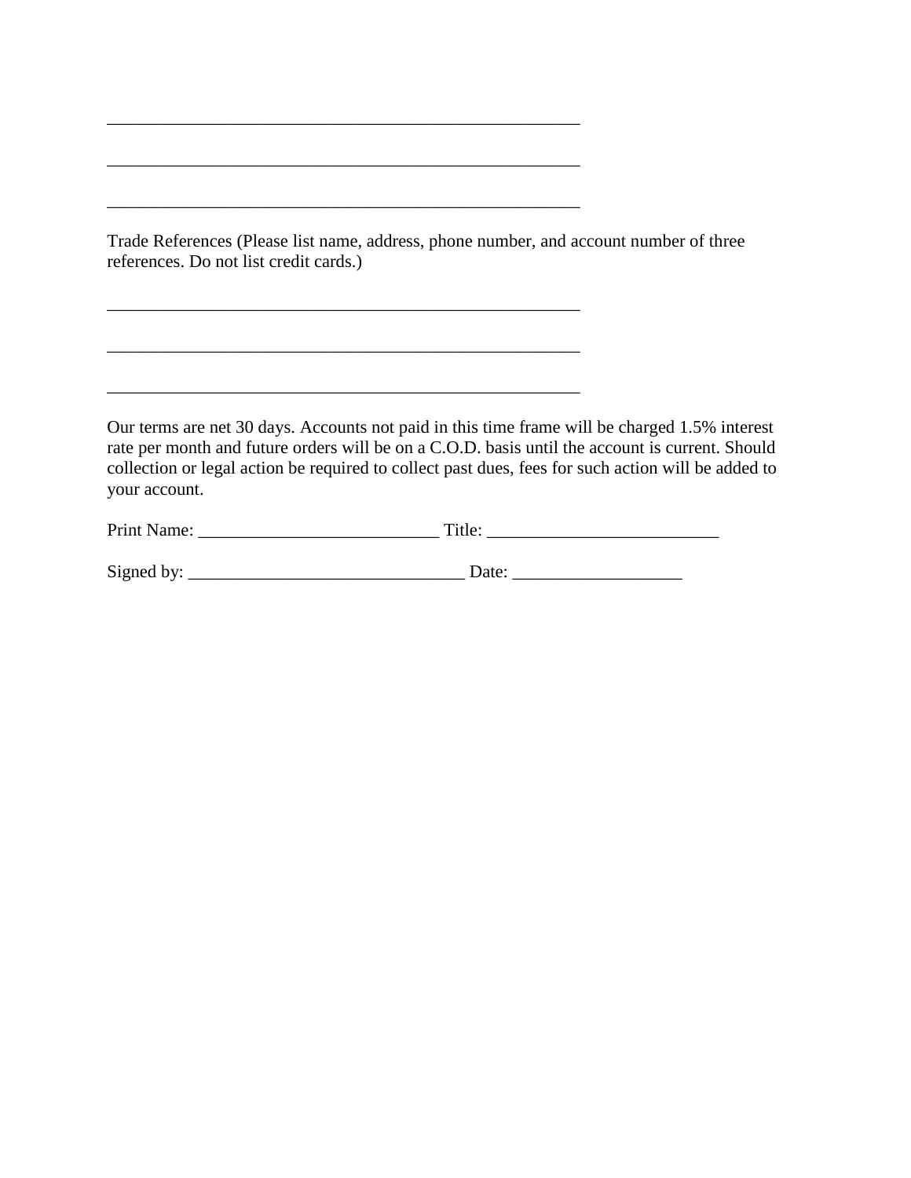\_\_\_\_\_\_\_\_\_\_\_\_\_\_\_\_\_\_\_\_\_\_\_\_\_\_\_\_\_\_\_\_\_\_\_\_\_\_\_\_\_\_\_\_\_\_\_\_\_\_\_\_\_\_\_\_

\_\_\_\_\_\_\_\_\_\_\_\_\_\_\_\_\_\_\_\_\_\_\_\_\_\_\_\_\_\_\_\_\_\_\_\_\_\_\_\_\_\_\_\_\_\_\_\_\_\_\_\_\_\_\_\_

\_\_\_\_\_\_\_\_\_\_\_\_\_\_\_\_\_\_\_\_\_\_\_\_\_\_\_\_\_\_\_\_\_\_\_\_\_\_\_\_\_\_\_\_\_\_\_\_\_\_\_\_\_\_\_\_

Trade References (Please list name, address, phone number, and account number of three references. Do not list credit cards.)

\_\_\_\_\_\_\_\_\_\_\_\_\_\_\_\_\_\_\_\_\_\_\_\_\_\_\_\_\_\_\_\_\_\_\_\_\_\_\_\_\_\_\_\_\_\_\_\_\_\_\_\_\_\_\_\_

\_\_\_\_\_\_\_\_\_\_\_\_\_\_\_\_\_\_\_\_\_\_\_\_\_\_\_\_\_\_\_\_\_\_\_\_\_\_\_\_\_\_\_\_\_\_\_\_\_\_\_\_\_\_\_\_

\_\_\_\_\_\_\_\_\_\_\_\_\_\_\_\_\_\_\_\_\_\_\_\_\_\_\_\_\_\_\_\_\_\_\_\_\_\_\_\_\_\_\_\_\_\_\_\_\_\_\_\_\_\_\_\_

Our terms are net 30 days. Accounts not paid in this time frame will be charged 1.5% interest rate per month and future orders will be on a C.O.D. basis until the account is current. Should collection or legal action be required to collect past dues, fees for such action will be added to your account.

Print Name: \_\_\_\_\_\_\_\_\_\_\_\_\_\_\_\_\_\_\_\_\_\_\_\_\_\_\_\_ Title: \_\_\_\_\_\_\_\_\_\_\_\_\_\_\_\_\_\_\_\_\_\_\_\_\_\_\_

Signed by: \_\_\_\_\_\_\_\_\_\_\_\_\_\_\_\_\_\_\_\_\_\_\_\_\_\_\_\_\_\_\_\_ Date: \_\_\_\_\_\_\_\_\_\_\_\_\_\_\_\_\_\_\_\_